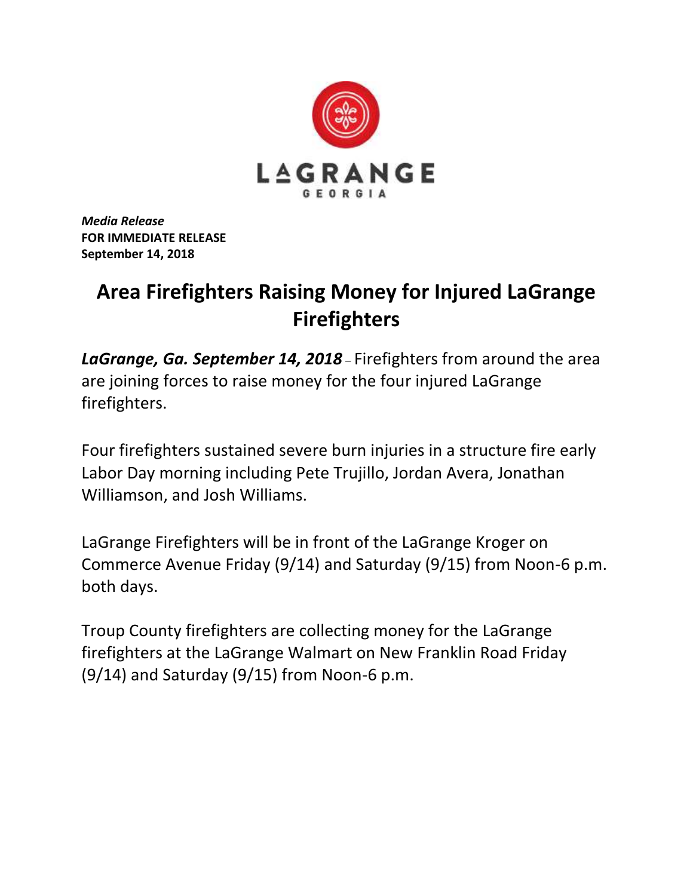LAGRANGE
GEORGIA

***Media Release***
**FOR IMMEDIATE RELEASE**
**September 14, 2018**

# Area Firefighters Raising Money for Injured LaGrange Firefighters

***LaGrange, Ga. September 14, 2018*** – Firefighters from around the area are joining forces to raise money for the four injured LaGrange firefighters.

Four firefighters sustained severe burn injuries in a structure fire early Labor Day morning including Pete Trujillo, Jordan Avera, Jonathan Williamson, and Josh Williams.

LaGrange Firefighters will be in front of the LaGrange Kroger on Commerce Avenue Friday (9/14) and Saturday (9/15) from Noon-6 p.m. both days.

Troup County firefighters are collecting money for the LaGrange firefighters at the LaGrange Walmart on New Franklin Road Friday (9/14) and Saturday (9/15) from Noon-6 p.m.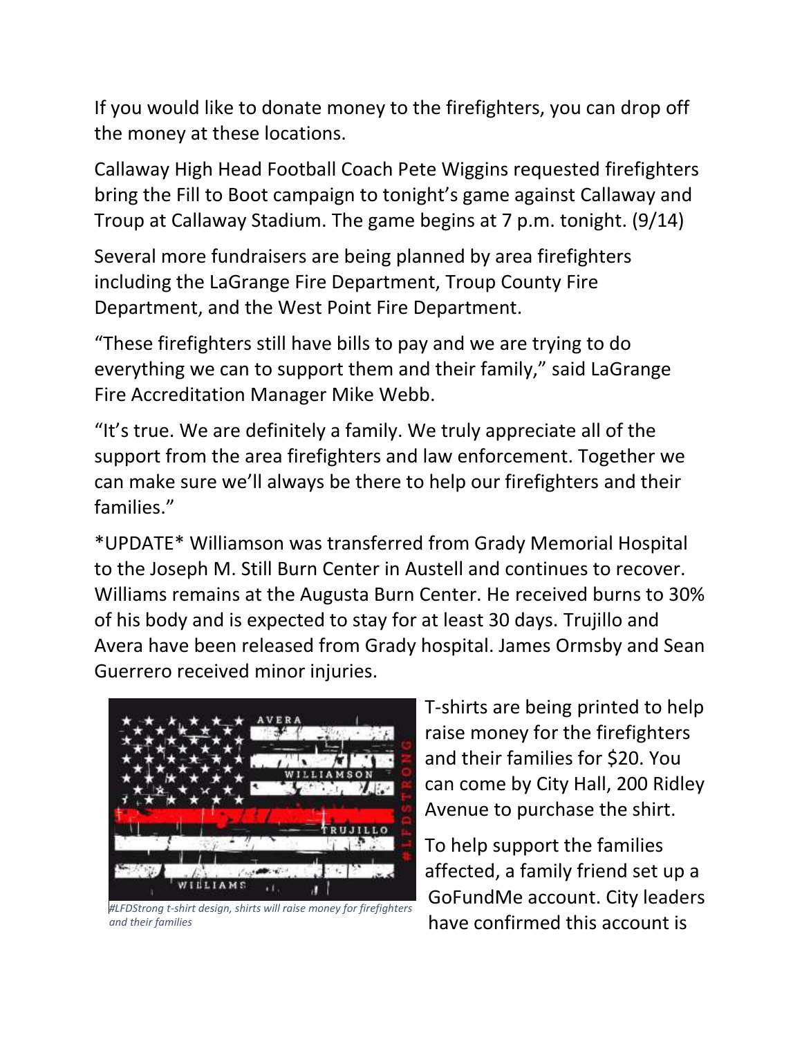If you would like to donate money to the firefighters, you can drop off the money at these locations.

Callaway High Head Football Coach Pete Wiggins requested firefighters bring the Fill to Boot campaign to tonight's game against Callaway and Troup at Callaway Stadium. The game begins at 7 p.m. tonight. (9/14)

Several more fundraisers are being planned by area firefighters including the LaGrange Fire Department, Troup County Fire Department, and the West Point Fire Department.

"These firefighters still have bills to pay and we are trying to do everything we can to support them and their family," said LaGrange Fire Accreditation Manager Mike Webb.

"It's true. We are definitely a family. We truly appreciate all of the support from the area firefighters and law enforcement. Together we can make sure we'll always be there to help our firefighters and their families."

*UPDATE* Williamson was transferred from Grady Memorial Hospital to the Joseph M. Still Burn Center in Austell and continues to recover. Williams remains at the Augusta Burn Center. He received burns to 30% of his body and is expected to stay for at least 30 days. Trujillo and Avera have been released from Grady hospital. James Ormsby and Sean Guerrero received minor injuries.

*#LFDStrong t-shirt design, shirts will raise money for firefighters and their families*

T-shirts are being printed to help raise money for the firefighters and their families for $20. You can come by City Hall, 200 Ridley Avenue to purchase the shirt.

To help support the families affected, a family friend set up a GoFundMe account. City leaders have confirmed this account is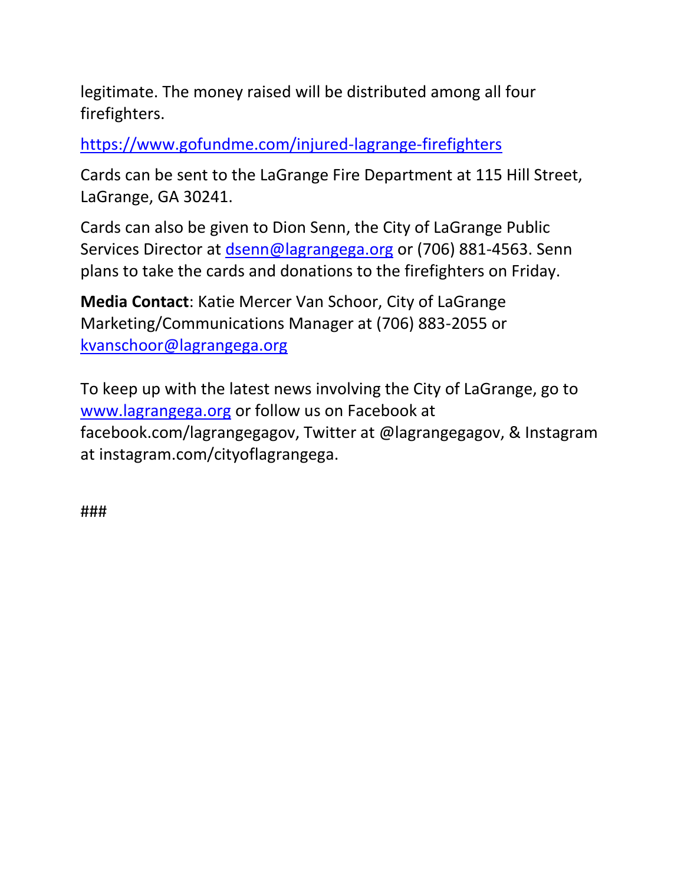legitimate. The money raised will be distributed among all four firefighters.

https://www.gofundme.com/injured-lagrange-firefighters

Cards can be sent to the LaGrange Fire Department at 115 Hill Street, LaGrange, GA 30241.

Cards can also be given to Dion Senn, the City of LaGrange Public Services Director at dsenn@lagrangega.org or (706) 881-4563. Senn plans to take the cards and donations to the firefighters on Friday.

**Media Contact**: Katie Mercer Van Schoor, City of LaGrange Marketing/Communications Manager at (706) 883-2055 or kvanschoor@lagrangega.org

To keep up with the latest news involving the City of LaGrange, go to www.lagrangega.org or follow us on Facebook at facebook.com/lagrangegagov, Twitter at @lagrangegagov, & Instagram at instagram.com/cityoflagrangega.

###